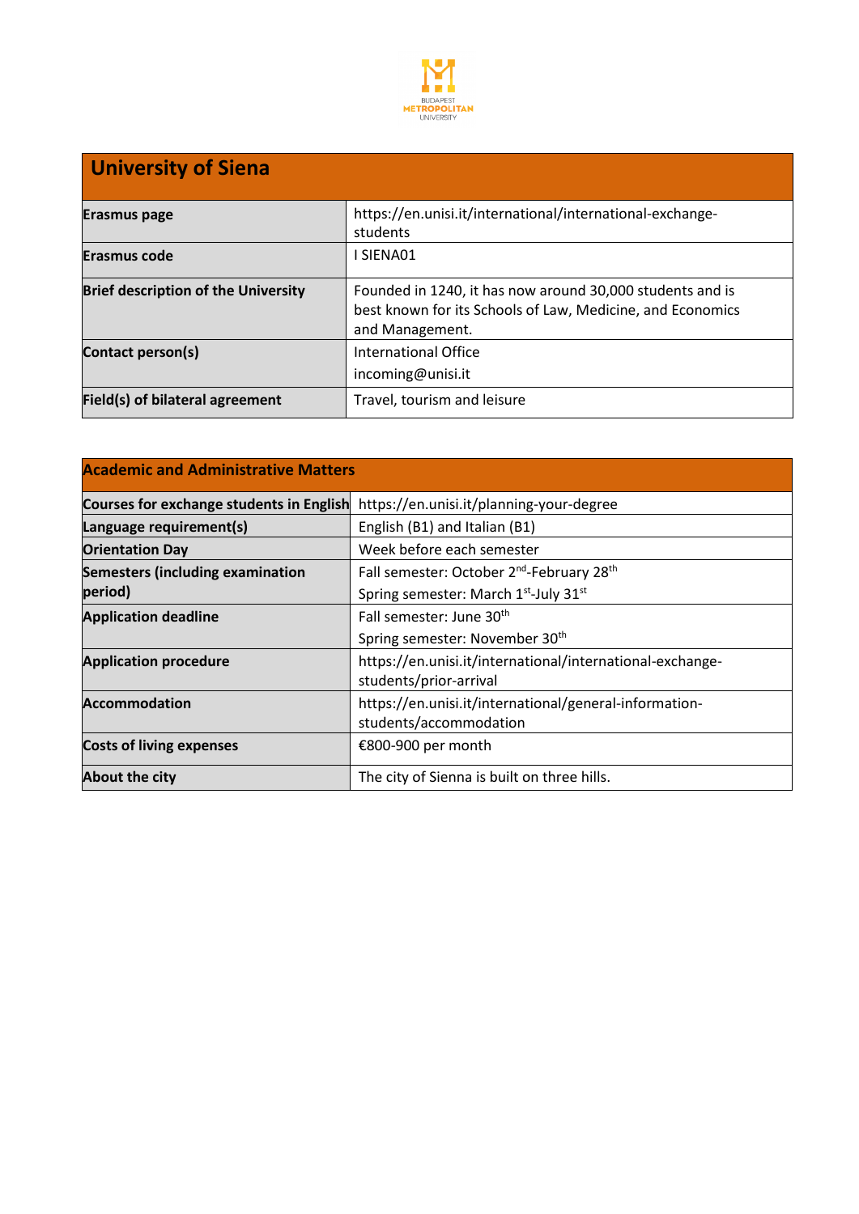BUDAPEST METROPOLITAN UNIVERSITY

| University of Siena | |
|---|---|
| **Erasmus page** | https://en.unisi.it/international/international-exchange-students |
| **Erasmus code** | I SIENA01 |
| **Brief description of the University** | Founded in 1240, it has now around 30,000 students and is best known for its Schools of Law, Medicine, and Economics and Management. |
| **Contact person(s)** | International Office<br>incoming@unisi.it |
| **Field(s) of bilateral agreement** | Travel, tourism and leisure |

| Academic and Administrative Matters | |
|---|---|
| **Courses for exchange students in English** | https://en.unisi.it/planning-your-degree |
| **Language requirement(s)** | English (B1) and Italian (B1) |
| **Orientation Day** | Week before each semester |
| **Semesters (including examination period)** | Fall semester: October 2nd-February 28th<br>Spring semester: March 1st-July 31st |
| **Application deadline** | Fall semester: June 30th<br>Spring semester: November 30th |
| **Application procedure** | https://en.unisi.it/international/international-exchange-students/prior-arrival |
| **Accommodation** | https://en.unisi.it/international/general-information-students/accommodation |
| **Costs of living expenses** | €800-900 per month |
| **About the city** | The city of Sienna is built on three hills. |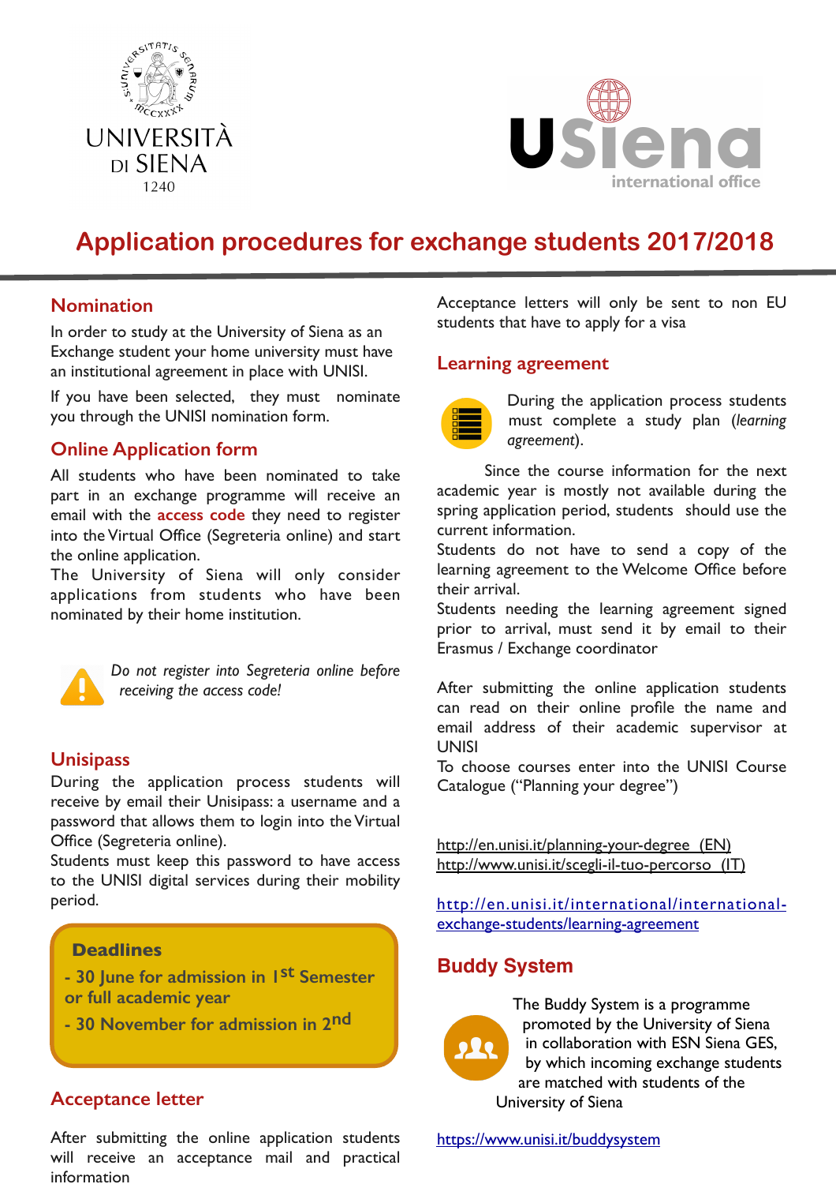UNIVERSITÀ DI SIENA 1240

USiena international office

# Application procedures for exchange students 2017/2018

## Nomination

In order to study at the University of Siena as an Exchange student your home university must have an institutional agreement in place with UNISI.

If you have been selected, they must nominate you through the UNISI nomination form.

## Online Application form

All students who have been nominated to take part in an exchange programme will receive an email with the **access code** they need to register into the Virtual Office (Segreteria online) and start the online application.

The University of Siena will only consider applications from students who have been nominated by their home institution.

*Do not register into Segreteria online before receiving the access code!*

## Unisipass

During the application process students will receive by email their Unisipass: a username and a password that allows them to login into the Virtual Office (Segreteria online).

Students must keep this password to have access to the UNISI digital services during their mobility period.

**Deadlines**

**- 30 June for admission in 1st Semester or full academic year**

**- 30 November for admission in 2nd**

## Acceptance letter

After submitting the online application students will receive an acceptance mail and practical information

Acceptance letters will only be sent to non EU students that have to apply for a visa

## Learning agreement

During the application process students must complete a study plan (*learning agreement*).

Since the course information for the next academic year is mostly not available during the spring application period, students should use the current information.

Students do not have to send a copy of the learning agreement to the Welcome Office before their arrival.

Students needing the learning agreement signed prior to arrival, must send it by email to their Erasmus / Exchange coordinator

After submitting the online application students can read on their online profile the name and email address of their academic supervisor at UNISI

To choose courses enter into the UNISI Course Catalogue ("Planning your degree")

http://en.unisi.it/planning-your-degree (EN)
http://www.unisi.it/scegli-il-tuo-percorso (IT)

http://en.unisi.it/international/international-exchange-students/learning-agreement

## Buddy System

The Buddy System is a programme promoted by the University of Siena in collaboration with ESN Siena GES, by which incoming exchange students are matched with students of the University of Siena

https://www.unisi.it/buddysystem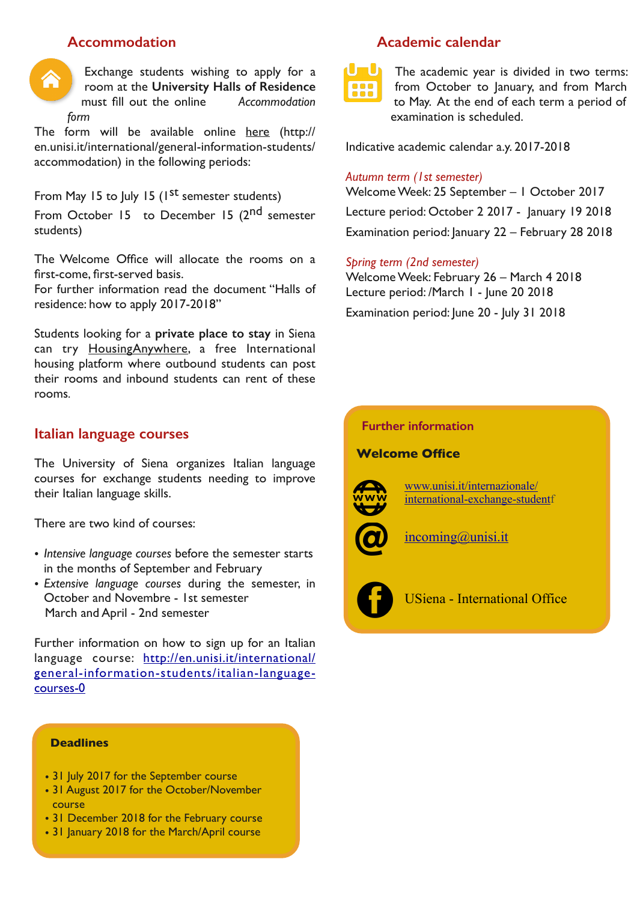## Accommodation

Exchange students wishing to apply for a room at the **University Halls of Residence** must fill out the online *Accommodation form*

The form will be available online here (http://en.unisi.it/international/general-information-students/accommodation) in the following periods:

From May 15 to July 15 (1st semester students)

From October 15 to December 15 (2nd semester students)

The Welcome Office will allocate the rooms on a first-come, first-served basis.

For further information read the document "Halls of residence: how to apply 2017-2018"

Students looking for a **private place to stay** in Siena can try HousingAnywhere, a free International housing platform where outbound students can post their rooms and inbound students can rent of these rooms.

## Italian language courses

The University of Siena organizes Italian language courses for exchange students needing to improve their Italian language skills.

There are two kind of courses:

- *Intensive language courses* before the semester starts in the months of September and February
- *Extensive language courses* during the semester, in October and Novembre - 1st semester
  March and April - 2nd semester

Further information on how to sign up for an Italian language course: http://en.unisi.it/international/general-information-students/italian-language-courses-0

**Deadlines**

- 31 July 2017 for the September course
- 31 August 2017 for the October/November course
- 31 December 2018 for the February course
- 31 January 2018 for the March/April course

## Academic calendar

The academic year is divided in two terms: from October to January, and from March to May. At the end of each term a period of examination is scheduled.

Indicative academic calendar a.y. 2017-2018

*Autumn term (1st semester)*

Welcome Week: 25 September – 1 October 2017

Lecture period: October 2 2017 - January 19 2018

Examination period: January 22 – February 28 2018

*Spring term (2nd semester)*

Welcome Week: February 26 – March 4 2018

Lecture period: /March 1 - June 20 2018

Examination period: June 20 - July 31 2018

### Further information

**Welcome Office**

www.unisi.it/internazionale/international-exchange-studentf

incoming@unisi.it

USiena - International Office